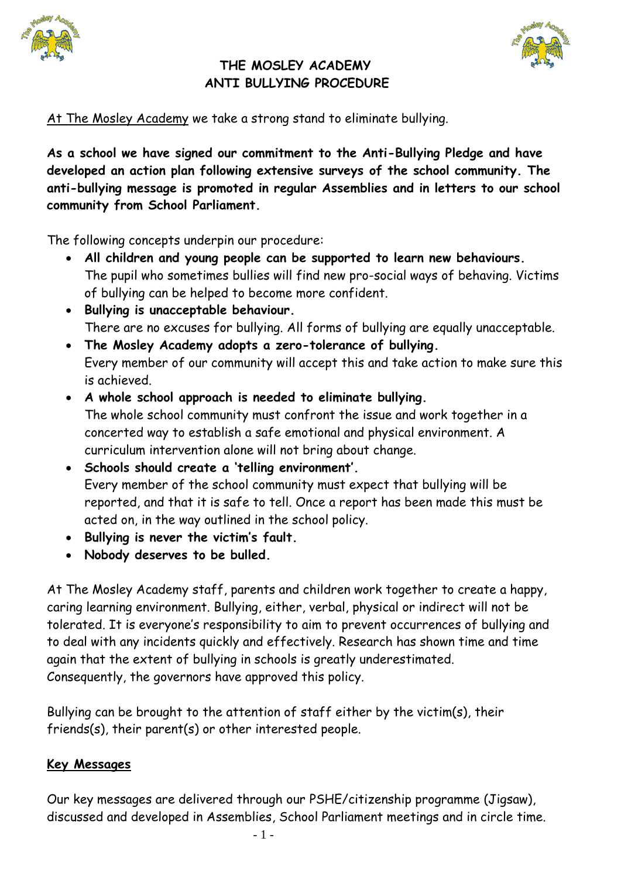# THE MOSLEY ACADEMY
# ANTI BULLYING PROCEDURE

At The Mosley Academy we take a strong stand to eliminate bullying.

**As a school we have signed our commitment to the Anti-Bullying Pledge and have developed an action plan following extensive surveys of the school community. The anti-bullying message is promoted in regular Assemblies and in letters to our school community from School Parliament.**

The following concepts underpin our procedure:

- **All children and young people can be supported to learn new behaviours.** The pupil who sometimes bullies will find new pro-social ways of behaving. Victims of bullying can be helped to become more confident.
- **Bullying is unacceptable behaviour.** There are no excuses for bullying. All forms of bullying are equally unacceptable.
- **The Mosley Academy adopts a zero-tolerance of bullying.** Every member of our community will accept this and take action to make sure this is achieved.
- **A whole school approach is needed to eliminate bullying.** The whole school community must confront the issue and work together in a concerted way to establish a safe emotional and physical environment. A curriculum intervention alone will not bring about change.
- **Schools should create a 'telling environment'.** Every member of the school community must expect that bullying will be reported, and that it is safe to tell. Once a report has been made this must be acted on, in the way outlined in the school policy.
- **Bullying is never the victim's fault.**
- **Nobody deserves to be bulled.**

At The Mosley Academy staff, parents and children work together to create a happy, caring learning environment. Bullying, either, verbal, physical or indirect will not be tolerated. It is everyone's responsibility to aim to prevent occurrences of bullying and to deal with any incidents quickly and effectively. Research has shown time and time again that the extent of bullying in schools is greatly underestimated. Consequently, the governors have approved this policy.

Bullying can be brought to the attention of staff either by the victim(s), their friends(s), their parent(s) or other interested people.

## Key Messages

Our key messages are delivered through our PSHE/citizenship programme (Jigsaw), discussed and developed in Assemblies, School Parliament meetings and in circle time.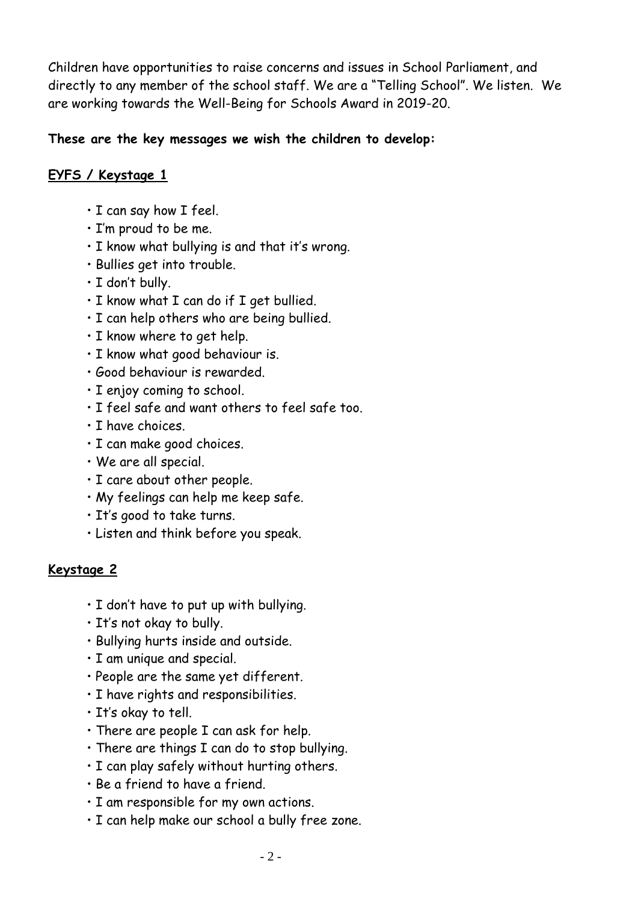Children have opportunities to raise concerns and issues in School Parliament, and directly to any member of the school staff. We are a "Telling School". We listen. We are working towards the Well-Being for Schools Award in 2019-20.

**These are the key messages we wish the children to develop:**

**EYFS / Keystage 1**

- I can say how I feel.
- I'm proud to be me.
- I know what bullying is and that it's wrong.
- Bullies get into trouble.
- I don't bully.
- I know what I can do if I get bullied.
- I can help others who are being bullied.
- I know where to get help.
- I know what good behaviour is.
- Good behaviour is rewarded.
- I enjoy coming to school.
- I feel safe and want others to feel safe too.
- I have choices.
- I can make good choices.
- We are all special.
- I care about other people.
- My feelings can help me keep safe.
- It's good to take turns.
- Listen and think before you speak.

**Keystage 2**

- I don't have to put up with bullying.
- It's not okay to bully.
- Bullying hurts inside and outside.
- I am unique and special.
- People are the same yet different.
- I have rights and responsibilities.
- It's okay to tell.
- There are people I can ask for help.
- There are things I can do to stop bullying.
- I can play safely without hurting others.
- Be a friend to have a friend.
- I am responsible for my own actions.
- I can help make our school a bully free zone.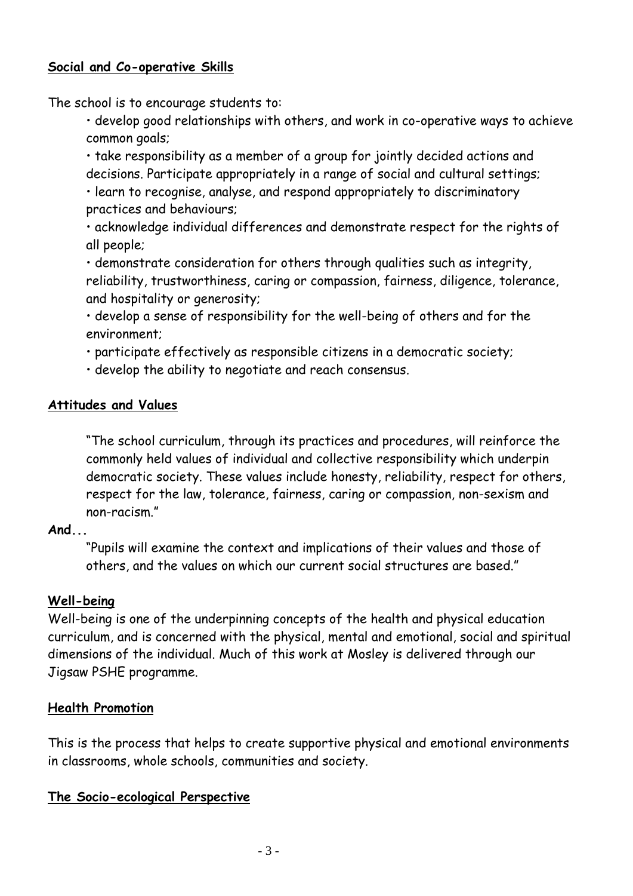**Social and Co-operative Skills**

The school is to encourage students to:

- develop good relationships with others, and work in co-operative ways to achieve common goals;
- take responsibility as a member of a group for jointly decided actions and decisions. Participate appropriately in a range of social and cultural settings;
- learn to recognise, analyse, and respond appropriately to discriminatory practices and behaviours;
- acknowledge individual differences and demonstrate respect for the rights of all people;
- demonstrate consideration for others through qualities such as integrity, reliability, trustworthiness, caring or compassion, fairness, diligence, tolerance, and hospitality or generosity;
- develop a sense of responsibility for the well-being of others and for the environment;
- participate effectively as responsible citizens in a democratic society;
- develop the ability to negotiate and reach consensus.

**Attitudes and Values**

> "The school curriculum, through its practices and procedures, will reinforce the commonly held values of individual and collective responsibility which underpin democratic society. These values include honesty, reliability, respect for others, respect for the law, tolerance, fairness, caring or compassion, non-sexism and non-racism."

**And...**

> "Pupils will examine the context and implications of their values and those of others, and the values on which our current social structures are based."

**Well-being**

Well-being is one of the underpinning concepts of the health and physical education curriculum, and is concerned with the physical, mental and emotional, social and spiritual dimensions of the individual. Much of this work at Mosley is delivered through our Jigsaw PSHE programme.

**Health Promotion**

This is the process that helps to create supportive physical and emotional environments in classrooms, whole schools, communities and society.

**The Socio-ecological Perspective**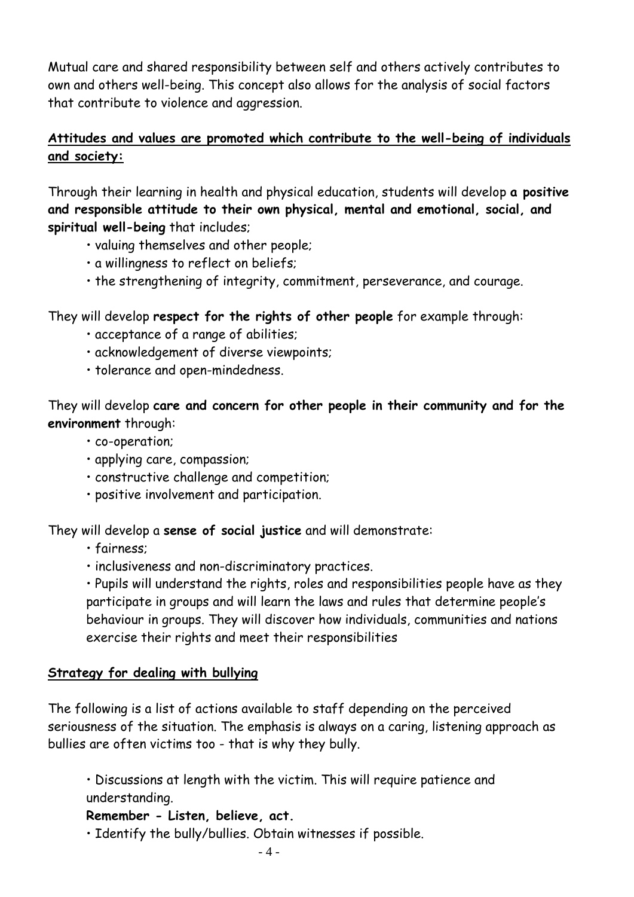Mutual care and shared responsibility between self and others actively contributes to own and others well-being. This concept also allows for the analysis of social factors that contribute to violence and aggression.

**Attitudes and values are promoted which contribute to the well-being of individuals and society:**

Through their learning in health and physical education, students will develop **a positive and responsible attitude to their own physical, mental and emotional, social, and spiritual well-being** that includes;

- valuing themselves and other people;
- a willingness to reflect on beliefs;
- the strengthening of integrity, commitment, perseverance, and courage.

They will develop **respect for the rights of other people** for example through:

- acceptance of a range of abilities;
- acknowledgement of diverse viewpoints;
- tolerance and open-mindedness.

They will develop **care and concern for other people in their community and for the environment** through:

- co-operation;
- applying care, compassion;
- constructive challenge and competition;
- positive involvement and participation.

They will develop a **sense of social justice** and will demonstrate:

- fairness;
- inclusiveness and non-discriminatory practices.
- Pupils will understand the rights, roles and responsibilities people have as they participate in groups and will learn the laws and rules that determine people's behaviour in groups. They will discover how individuals, communities and nations exercise their rights and meet their responsibilities

**Strategy for dealing with bullying**

The following is a list of actions available to staff depending on the perceived seriousness of the situation. The emphasis is always on a caring, listening approach as bullies are often victims too - that is why they bully.

- Discussions at length with the victim. This will require patience and understanding.

**Remember - Listen, believe, act.**

- Identify the bully/bullies. Obtain witnesses if possible.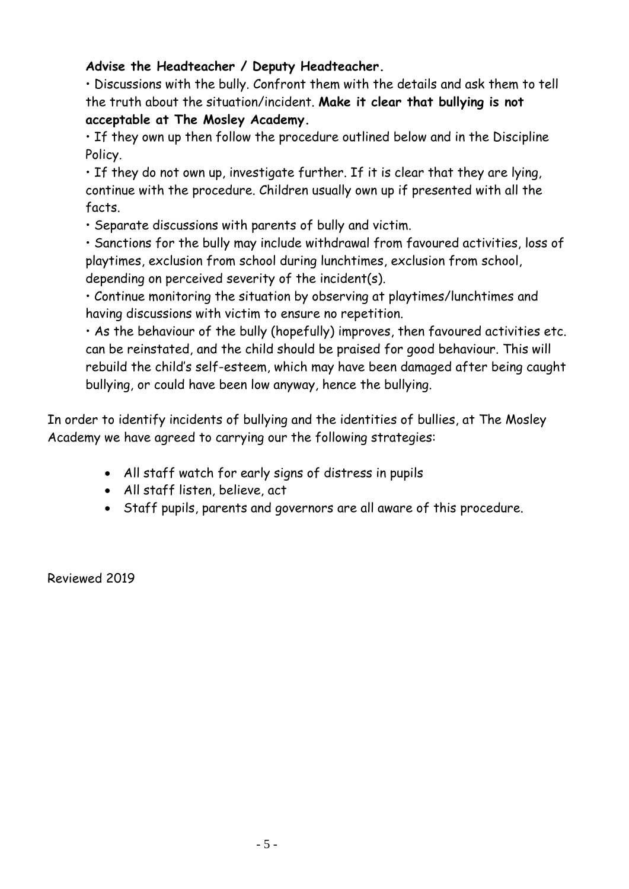**Advise the Headteacher / Deputy Headteacher.**

- Discussions with the bully. Confront them with the details and ask them to tell the truth about the situation/incident. **Make it clear that bullying is not acceptable at The Mosley Academy.**
- If they own up then follow the procedure outlined below and in the Discipline Policy.
- If they do not own up, investigate further. If it is clear that they are lying, continue with the procedure. Children usually own up if presented with all the facts.
- Separate discussions with parents of bully and victim.
- Sanctions for the bully may include withdrawal from favoured activities, loss of playtimes, exclusion from school during lunchtimes, exclusion from school, depending on perceived severity of the incident(s).
- Continue monitoring the situation by observing at playtimes/lunchtimes and having discussions with victim to ensure no repetition.
- As the behaviour of the bully (hopefully) improves, then favoured activities etc. can be reinstated, and the child should be praised for good behaviour. This will rebuild the child's self-esteem, which may have been damaged after being caught bullying, or could have been low anyway, hence the bullying.

In order to identify incidents of bullying and the identities of bullies, at The Mosley Academy we have agreed to carrying our the following strategies:

- All staff watch for early signs of distress in pupils
- All staff listen, believe, act
- Staff pupils, parents and governors are all aware of this procedure.

Reviewed 2019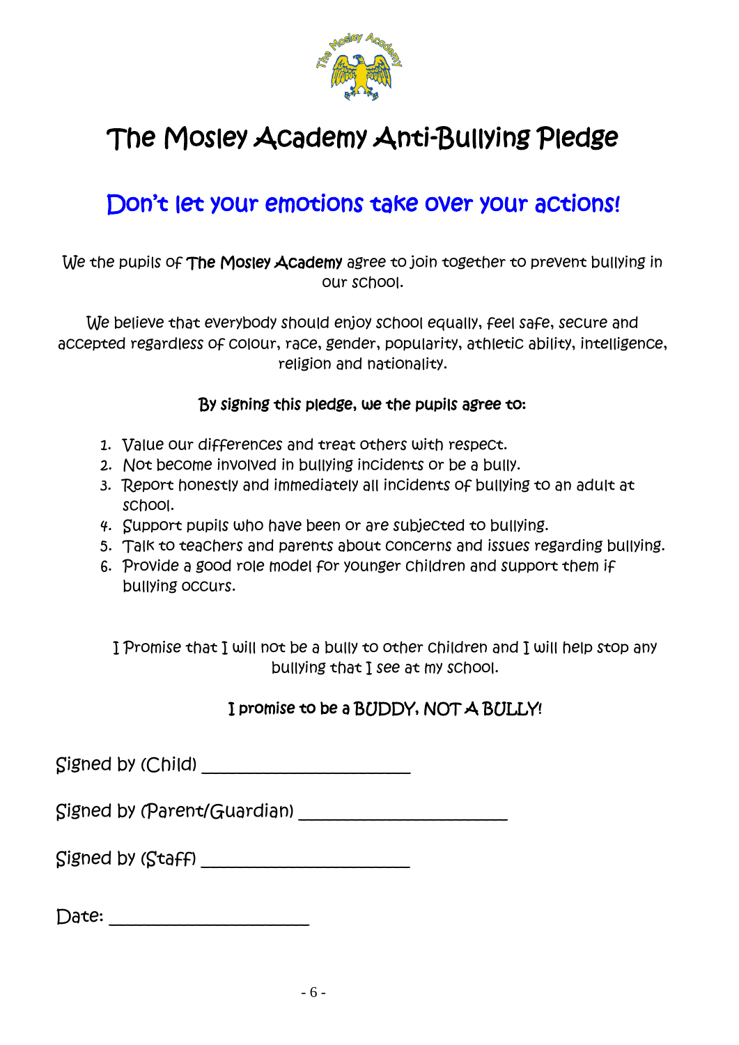# The Mosley Academy Anti-Bullying Pledge

## Don't let your emotions take over your actions!

We the pupils of **The Mosley Academy** agree to join together to prevent bullying in our school.

We believe that everybody should enjoy school equally, feel safe, secure and accepted regardless of colour, race, gender, popularity, athletic ability, intelligence, religion and nationality.

**By signing this pledge, we the pupils agree to:**

1. Value our differences and treat others with respect.
2. Not become involved in bullying incidents or be a bully.
3. Report honestly and immediately all incidents of bullying to an adult at school.
4. Support pupils who have been or are subjected to bullying.
5. Talk to teachers and parents about concerns and issues regarding bullying.
6. Provide a good role model for younger children and support them if bullying occurs.

I Promise that I will not be a bully to other children and I will help stop any bullying that I see at my school.

**I promise to be a BUDDY, NOT A BULLY!**

Signed by (Child) _______________________

Signed by (Parent/Guardian) _______________________

Signed by (Staff) _______________________

Date: ______________________